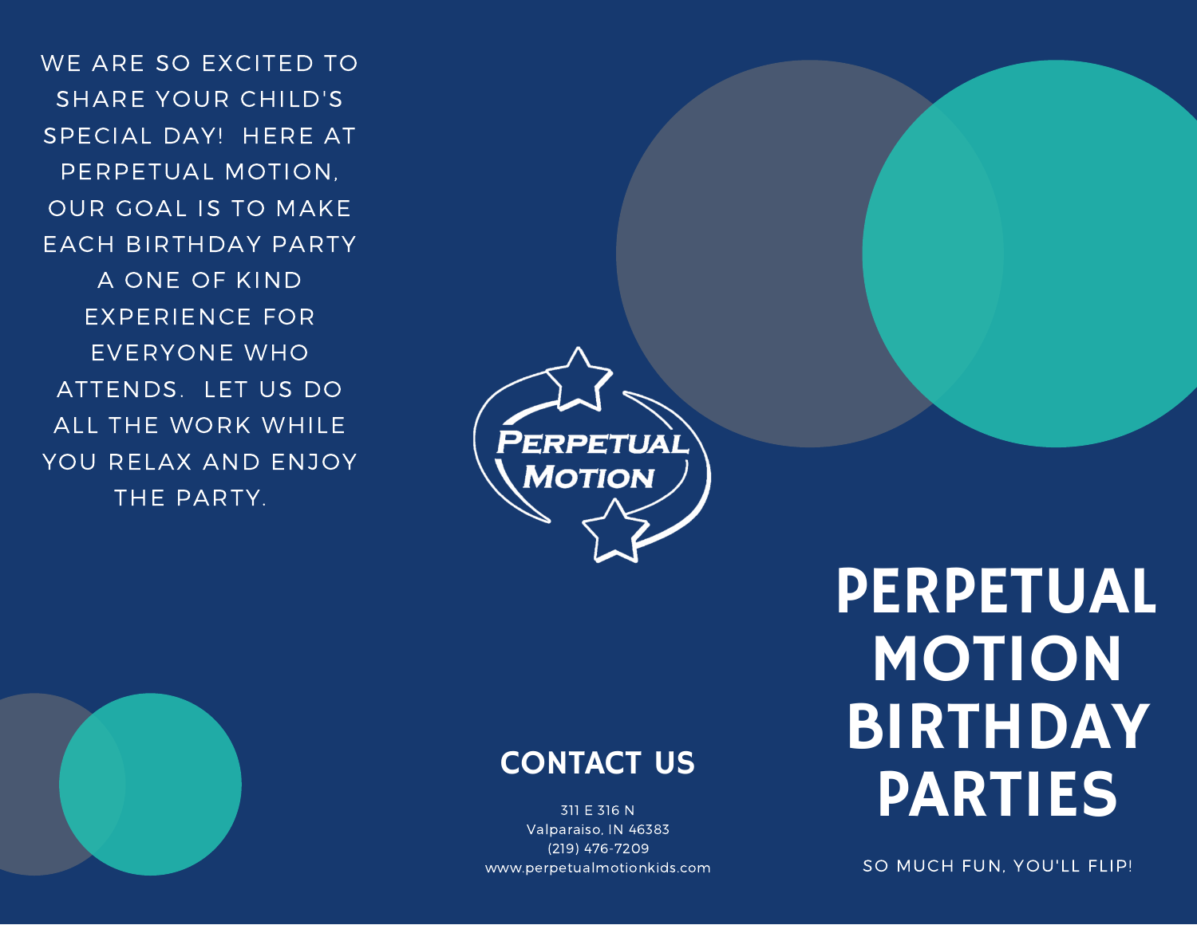WE ARE SO EXCITED TO SHARE YOUR CHILD'S SPECIAL DAY! HERE AT PERPETUAL MOTION, OUR GOAL IS TO MAKE EACH BIRTHDAY PARTY A ONE OF KIND EXPERIENCE FOR EVERYONE WHO ATTENDS. LET US DO ALL THE WORK WHILE YOU RELAX AND ENJOY THE PARTY.

Perpetual Motion

## CONTACT US

311 E 316 N
Valparaiso, IN 46383
(219) 476-7209
www.perpetualmotionkids.com

# PERPETUAL MOTION BIRTHDAY PARTIES

SO MUCH FUN, YOU'LL FLIP!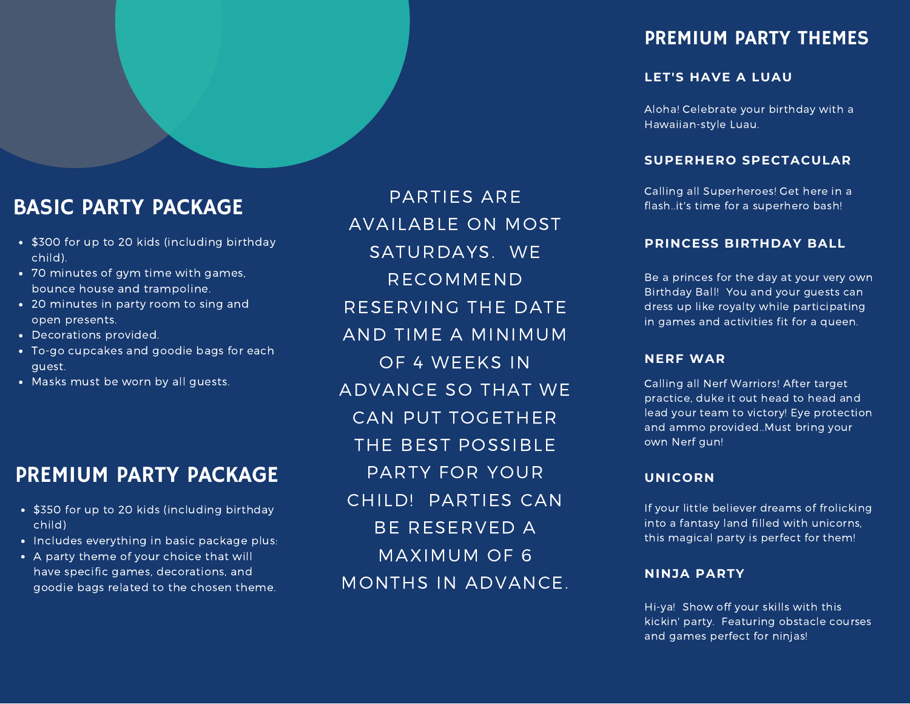## BASIC PARTY PACKAGE

- $300 for up to 20 kids (including birthday child).
- 70 minutes of gym time with games, bounce house and trampoline.
- 20 minutes in party room to sing and open presents.
- Decorations provided.
- To-go cupcakes and goodie bags for each guest.
- Masks must be worn by all guests.

## PREMIUM PARTY PACKAGE

- $350 for up to 20 kids (including birthday child)
- Includes everything in basic package plus:
- A party theme of your choice that will have specific games, decorations, and goodie bags related to the chosen theme.

PARTIES ARE AVAILABLE ON MOST SATURDAYS.  WE RECOMMEND RESERVING THE DATE AND TIME A MINIMUM OF 4 WEEKS IN ADVANCE SO THAT WE CAN PUT TOGETHER THE BEST POSSIBLE PARTY FOR YOUR CHILD!  PARTIES CAN BE RESERVED A MAXIMUM OF 6 MONTHS IN ADVANCE.

## PREMIUM PARTY THEMES

### LET'S HAVE A LUAU

Aloha! Celebrate your birthday with a Hawaiian-style Luau.

### SUPERHERO SPECTACULAR

Calling all Superheroes! Get here in a flash..it's time for a superhero bash!

### PRINCESS BIRTHDAY BALL

Be a princes for the day at your very own Birthday Ball!  You and your guests can dress up like royalty while participating in games and activities fit for a queen.

### NERF WAR

Calling all Nerf Warriors! After target practice, duke it out head to head and lead your team to victory! Eye protection and ammo provided..Must bring your own Nerf gun!

### UNICORN

If your little believer dreams of frolicking into a fantasy land filled with unicorns, this magical party is perfect for them!

### NINJA PARTY

Hi-ya!  Show off your skills with this kickin' party.  Featuring obstacle courses and games perfect for ninjas!